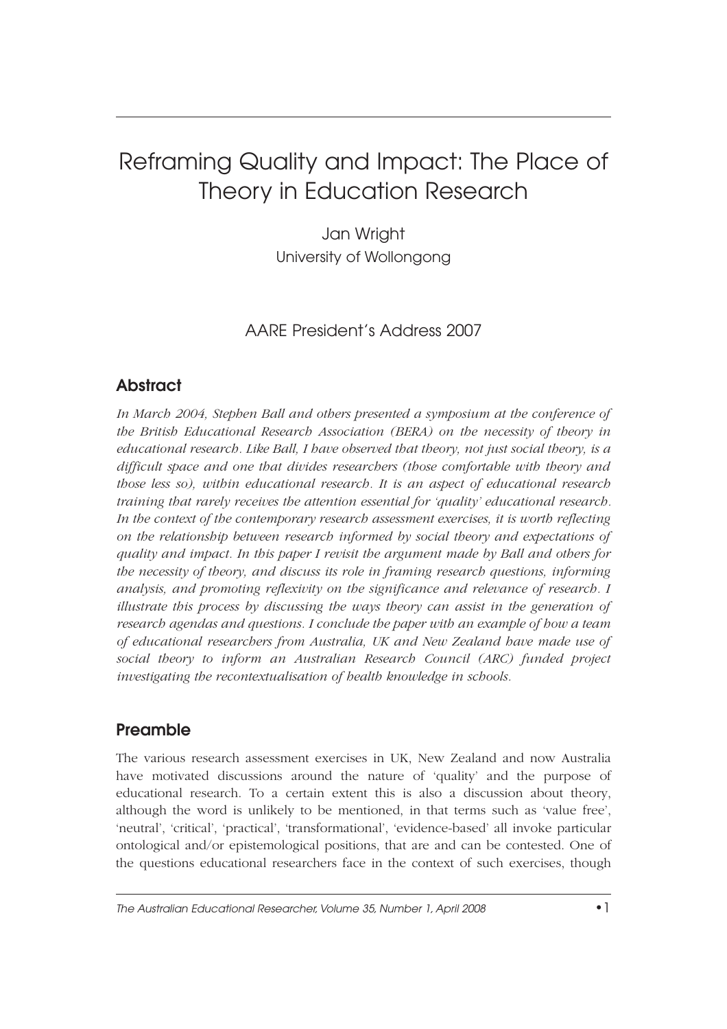# Reframing Quality and Impact: The Place of Theory in Education Research

Jan Wright
University of Wollongong

AARE President's Address 2007

## Abstract

*In March 2004, Stephen Ball and others presented a symposium at the conference of the British Educational Research Association (BERA) on the necessity of theory in educational research. Like Ball, I have observed that theory, not just social theory, is a difficult space and one that divides researchers (those comfortable with theory and those less so), within educational research. It is an aspect of educational research training that rarely receives the attention essential for 'quality' educational research. In the context of the contemporary research assessment exercises, it is worth reflecting on the relationship between research informed by social theory and expectations of quality and impact. In this paper I revisit the argument made by Ball and others for the necessity of theory, and discuss its role in framing research questions, informing analysis, and promoting reflexivity on the significance and relevance of research. I illustrate this process by discussing the ways theory can assist in the generation of research agendas and questions. I conclude the paper with an example of how a team of educational researchers from Australia, UK and New Zealand have made use of social theory to inform an Australian Research Council (ARC) funded project investigating the recontextualisation of health knowledge in schools.*

## Preamble

The various research assessment exercises in UK, New Zealand and now Australia have motivated discussions around the nature of 'quality' and the purpose of educational research. To a certain extent this is also a discussion about theory, although the word is unlikely to be mentioned, in that terms such as 'value free', 'neutral', 'critical', 'practical', 'transformational', 'evidence-based' all invoke particular ontological and/or epistemological positions, that are and can be contested. One of the questions educational researchers face in the context of such exercises, though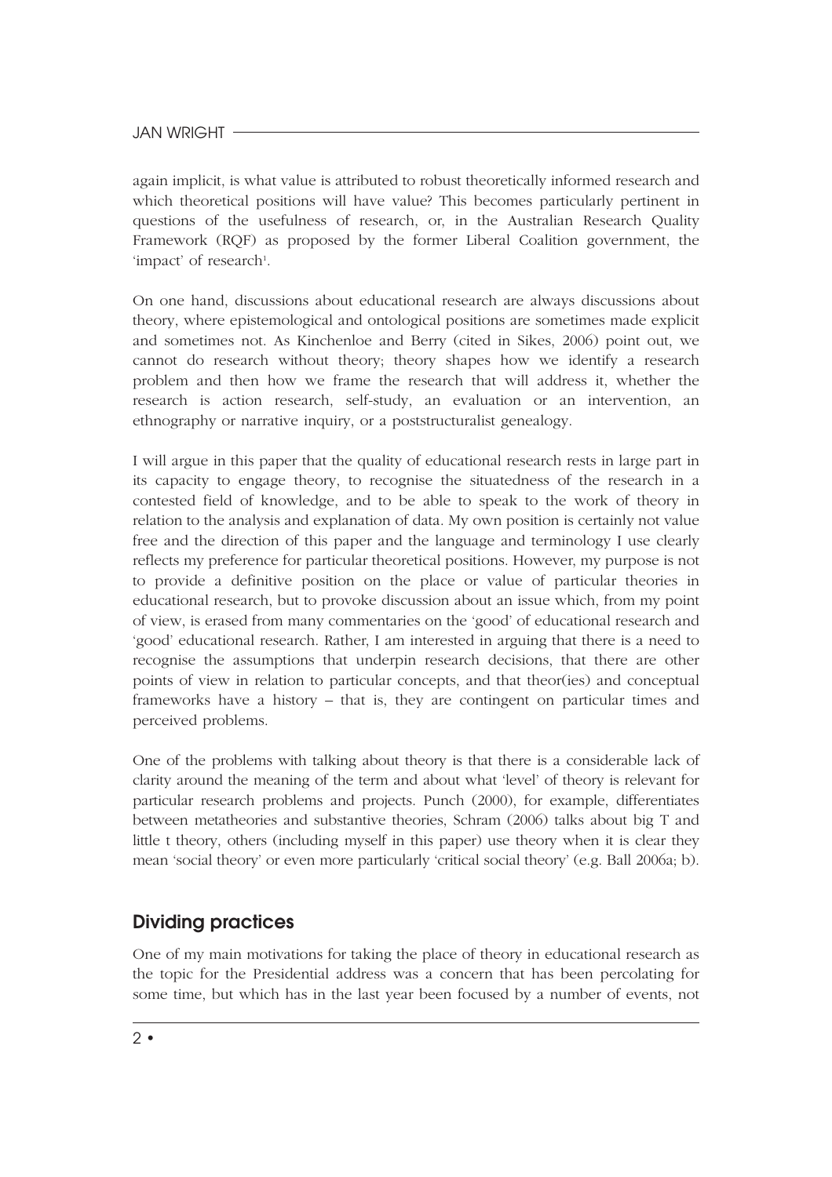again implicit, is what value is attributed to robust theoretically informed research and which theoretical positions will have value? This becomes particularly pertinent in questions of the usefulness of research, or, in the Australian Research Quality Framework (RQF) as proposed by the former Liberal Coalition government, the 'impact' of research[1].

On one hand, discussions about educational research are always discussions about theory, where epistemological and ontological positions are sometimes made explicit and sometimes not. As Kinchenloe and Berry (cited in Sikes, 2006) point out, we cannot do research without theory; theory shapes how we identify a research problem and then how we frame the research that will address it, whether the research is action research, self-study, an evaluation or an intervention, an ethnography or narrative inquiry, or a poststructuralist genealogy.

I will argue in this paper that the quality of educational research rests in large part in its capacity to engage theory, to recognise the situatedness of the research in a contested field of knowledge, and to be able to speak to the work of theory in relation to the analysis and explanation of data. My own position is certainly not value free and the direction of this paper and the language and terminology I use clearly reflects my preference for particular theoretical positions. However, my purpose is not to provide a definitive position on the place or value of particular theories in educational research, but to provoke discussion about an issue which, from my point of view, is erased from many commentaries on the 'good' of educational research and 'good' educational research. Rather, I am interested in arguing that there is a need to recognise the assumptions that underpin research decisions, that there are other points of view in relation to particular concepts, and that theor(ies) and conceptual frameworks have a history – that is, they are contingent on particular times and perceived problems.

One of the problems with talking about theory is that there is a considerable lack of clarity around the meaning of the term and about what 'level' of theory is relevant for particular research problems and projects. Punch (2000), for example, differentiates between metatheories and substantive theories, Schram (2006) talks about big T and little t theory, others (including myself in this paper) use theory when it is clear they mean 'social theory' or even more particularly 'critical social theory' (e.g. Ball 2006a; b).

## Dividing practices

One of my main motivations for taking the place of theory in educational research as the topic for the Presidential address was a concern that has been percolating for some time, but which has in the last year been focused by a number of events, not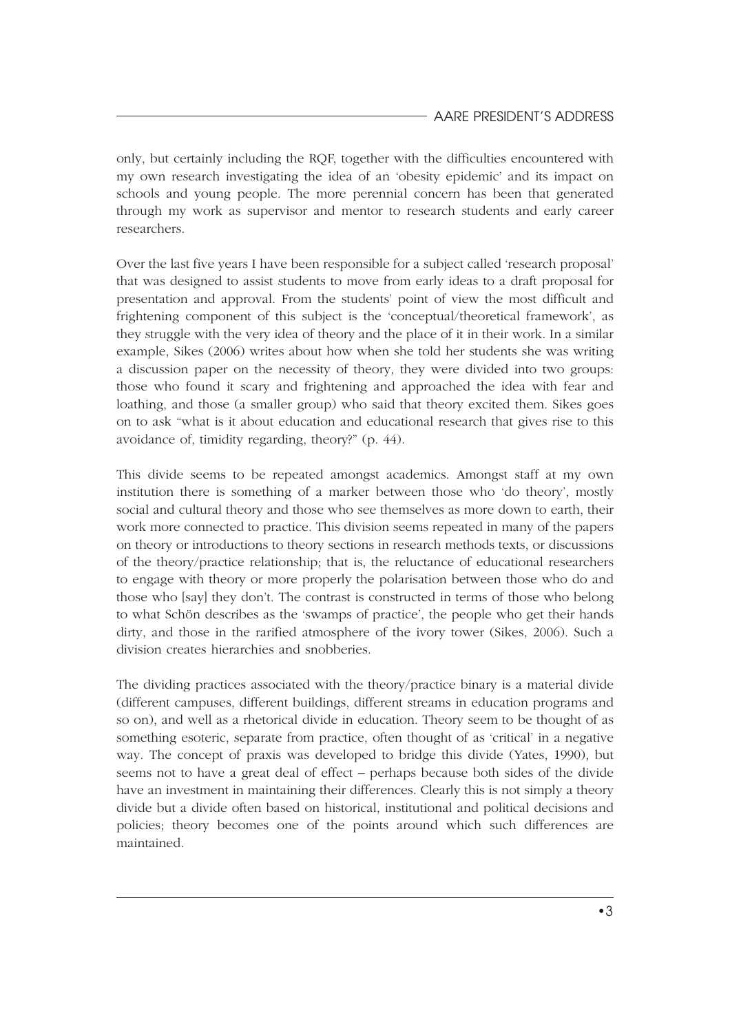only, but certainly including the RQF, together with the difficulties encountered with my own research investigating the idea of an 'obesity epidemic' and its impact on schools and young people. The more perennial concern has been that generated through my work as supervisor and mentor to research students and early career researchers.

Over the last five years I have been responsible for a subject called 'research proposal' that was designed to assist students to move from early ideas to a draft proposal for presentation and approval. From the students' point of view the most difficult and frightening component of this subject is the 'conceptual/theoretical framework', as they struggle with the very idea of theory and the place of it in their work. In a similar example, Sikes (2006) writes about how when she told her students she was writing a discussion paper on the necessity of theory, they were divided into two groups: those who found it scary and frightening and approached the idea with fear and loathing, and those (a smaller group) who said that theory excited them. Sikes goes on to ask "what is it about education and educational research that gives rise to this avoidance of, timidity regarding, theory?" (p. 44).

This divide seems to be repeated amongst academics. Amongst staff at my own institution there is something of a marker between those who 'do theory', mostly social and cultural theory and those who see themselves as more down to earth, their work more connected to practice. This division seems repeated in many of the papers on theory or introductions to theory sections in research methods texts, or discussions of the theory/practice relationship; that is, the reluctance of educational researchers to engage with theory or more properly the polarisation between those who do and those who [say] they don't. The contrast is constructed in terms of those who belong to what Schön describes as the 'swamps of practice', the people who get their hands dirty, and those in the rarified atmosphere of the ivory tower (Sikes, 2006). Such a division creates hierarchies and snobberies.

The dividing practices associated with the theory/practice binary is a material divide (different campuses, different buildings, different streams in education programs and so on), and well as a rhetorical divide in education. Theory seem to be thought of as something esoteric, separate from practice, often thought of as 'critical' in a negative way. The concept of praxis was developed to bridge this divide (Yates, 1990), but seems not to have a great deal of effect – perhaps because both sides of the divide have an investment in maintaining their differences. Clearly this is not simply a theory divide but a divide often based on historical, institutional and political decisions and policies; theory becomes one of the points around which such differences are maintained.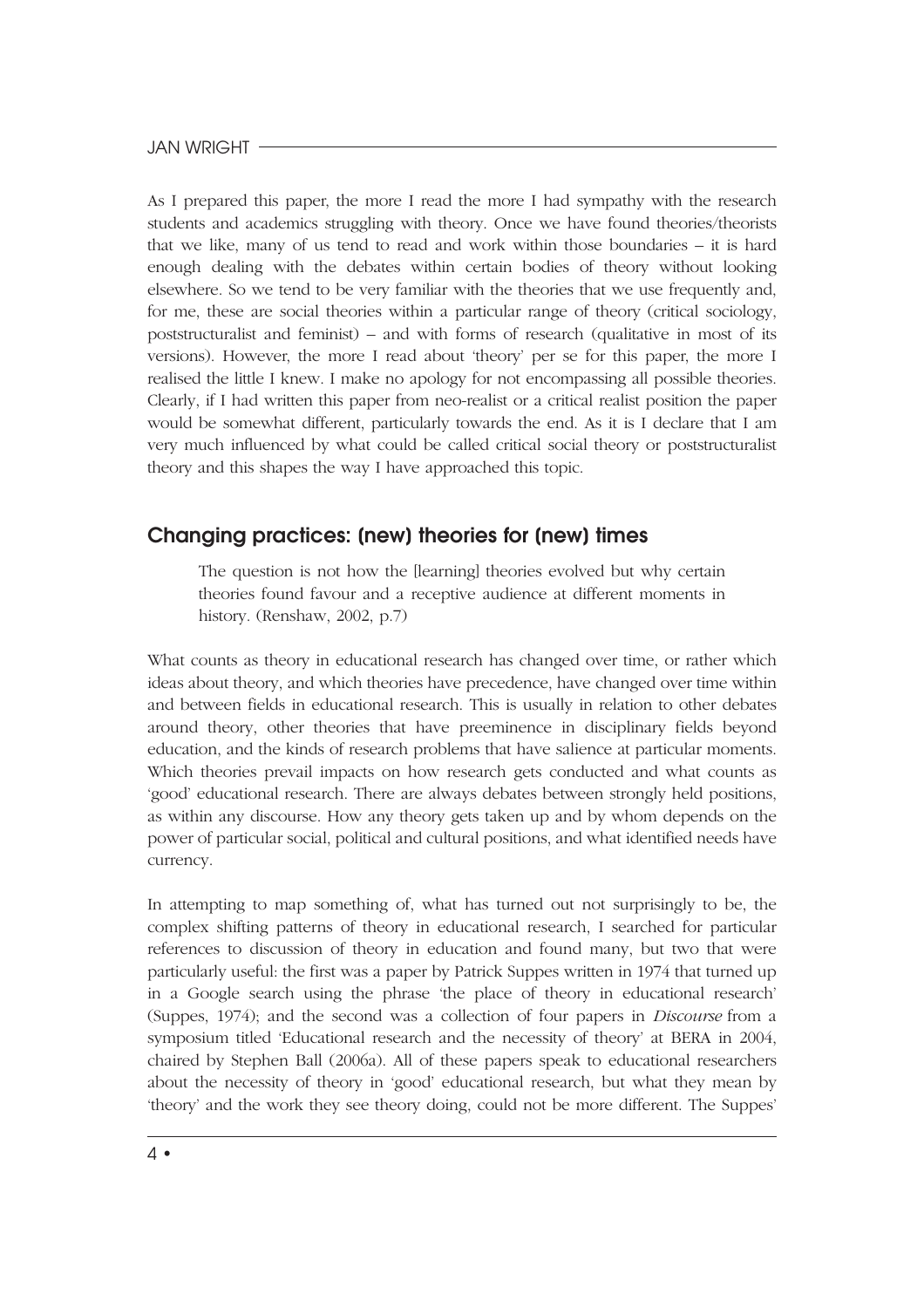As I prepared this paper, the more I read the more I had sympathy with the research students and academics struggling with theory. Once we have found theories/theorists that we like, many of us tend to read and work within those boundaries – it is hard enough dealing with the debates within certain bodies of theory without looking elsewhere. So we tend to be very familiar with the theories that we use frequently and, for me, these are social theories within a particular range of theory (critical sociology, poststructuralist and feminist) – and with forms of research (qualitative in most of its versions). However, the more I read about 'theory' per se for this paper, the more I realised the little I knew. I make no apology for not encompassing all possible theories. Clearly, if I had written this paper from neo-realist or a critical realist position the paper would be somewhat different, particularly towards the end. As it is I declare that I am very much influenced by what could be called critical social theory or poststructuralist theory and this shapes the way I have approached this topic.

## Changing practices: (new) theories for (new) times

> The question is not how the [learning] theories evolved but why certain theories found favour and a receptive audience at different moments in history. (Renshaw, 2002, p.7)

What counts as theory in educational research has changed over time, or rather which ideas about theory, and which theories have precedence, have changed over time within and between fields in educational research. This is usually in relation to other debates around theory, other theories that have preeminence in disciplinary fields beyond education, and the kinds of research problems that have salience at particular moments. Which theories prevail impacts on how research gets conducted and what counts as 'good' educational research. There are always debates between strongly held positions, as within any discourse. How any theory gets taken up and by whom depends on the power of particular social, political and cultural positions, and what identified needs have currency.

In attempting to map something of, what has turned out not surprisingly to be, the complex shifting patterns of theory in educational research, I searched for particular references to discussion of theory in education and found many, but two that were particularly useful: the first was a paper by Patrick Suppes written in 1974 that turned up in a Google search using the phrase 'the place of theory in educational research' (Suppes, 1974); and the second was a collection of four papers in *Discourse* from a symposium titled 'Educational research and the necessity of theory' at BERA in 2004, chaired by Stephen Ball (2006a). All of these papers speak to educational researchers about the necessity of theory in 'good' educational research, but what they mean by 'theory' and the work they see theory doing, could not be more different. The Suppes'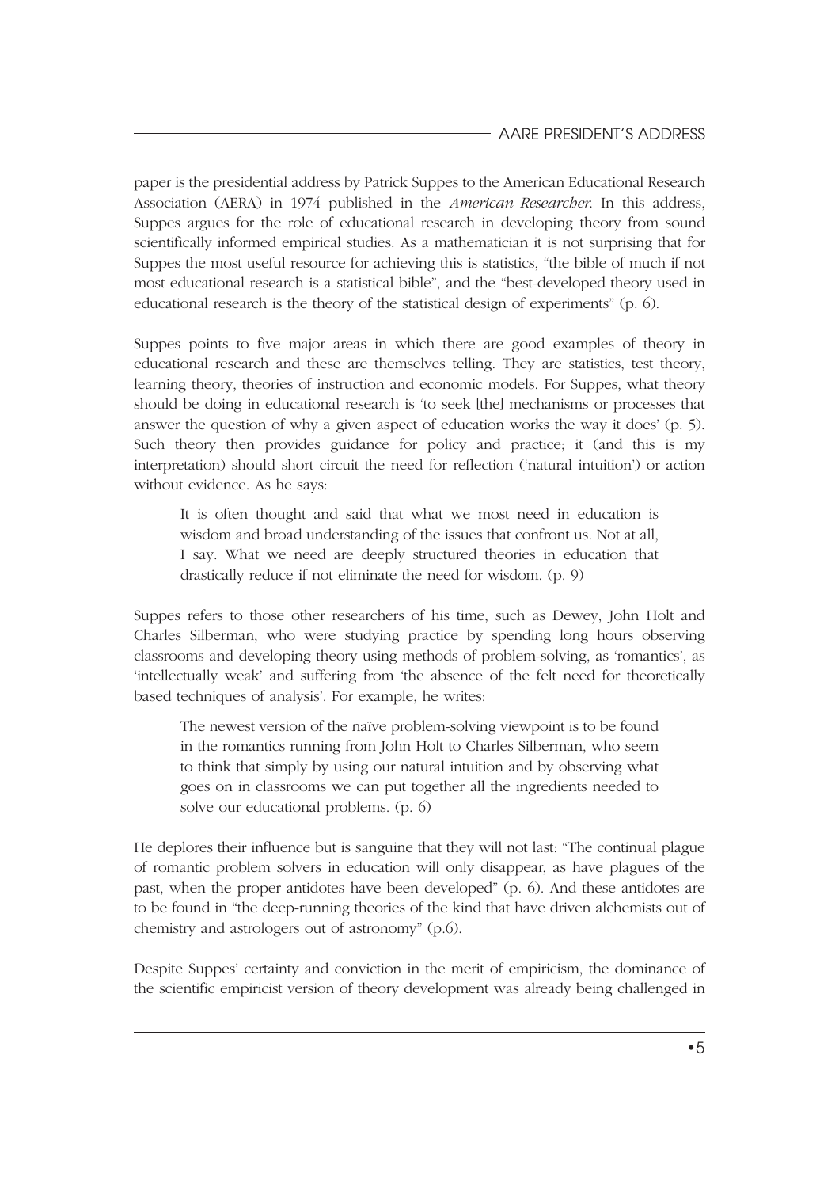paper is the presidential address by Patrick Suppes to the American Educational Research Association (AERA) in 1974 published in the *American Researcher*. In this address, Suppes argues for the role of educational research in developing theory from sound scientifically informed empirical studies. As a mathematician it is not surprising that for Suppes the most useful resource for achieving this is statistics, "the bible of much if not most educational research is a statistical bible", and the "best-developed theory used in educational research is the theory of the statistical design of experiments" (p. 6).

Suppes points to five major areas in which there are good examples of theory in educational research and these are themselves telling. They are statistics, test theory, learning theory, theories of instruction and economic models. For Suppes, what theory should be doing in educational research is 'to seek [the] mechanisms or processes that answer the question of why a given aspect of education works the way it does' (p. 5). Such theory then provides guidance for policy and practice; it (and this is my interpretation) should short circuit the need for reflection ('natural intuition') or action without evidence. As he says:

> It is often thought and said that what we most need in education is wisdom and broad understanding of the issues that confront us. Not at all, I say. What we need are deeply structured theories in education that drastically reduce if not eliminate the need for wisdom. (p. 9)

Suppes refers to those other researchers of his time, such as Dewey, John Holt and Charles Silberman, who were studying practice by spending long hours observing classrooms and developing theory using methods of problem-solving, as 'romantics', as 'intellectually weak' and suffering from 'the absence of the felt need for theoretically based techniques of analysis'. For example, he writes:

> The newest version of the naïve problem-solving viewpoint is to be found in the romantics running from John Holt to Charles Silberman, who seem to think that simply by using our natural intuition and by observing what goes on in classrooms we can put together all the ingredients needed to solve our educational problems. (p. 6)

He deplores their influence but is sanguine that they will not last: "The continual plague of romantic problem solvers in education will only disappear, as have plagues of the past, when the proper antidotes have been developed" (p. 6). And these antidotes are to be found in "the deep-running theories of the kind that have driven alchemists out of chemistry and astrologers out of astronomy" (p.6).

Despite Suppes' certainty and conviction in the merit of empiricism, the dominance of the scientific empiricist version of theory development was already being challenged in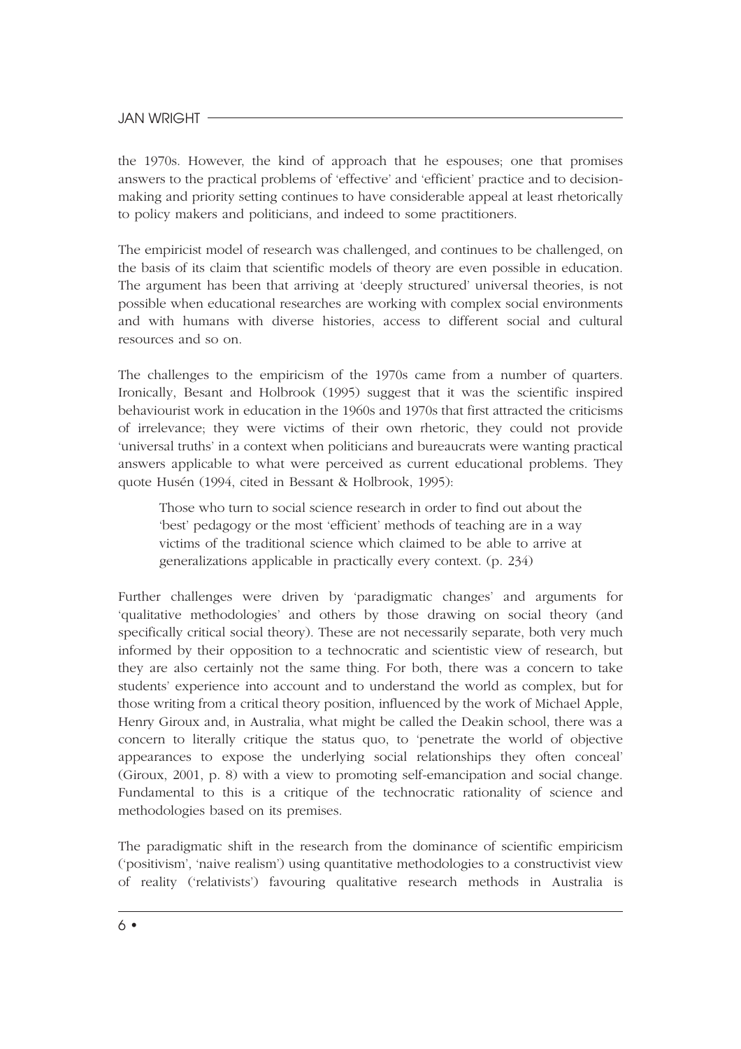the 1970s. However, the kind of approach that he espouses; one that promises answers to the practical problems of 'effective' and 'efficient' practice and to decision-making and priority setting continues to have considerable appeal at least rhetorically to policy makers and politicians, and indeed to some practitioners.

The empiricist model of research was challenged, and continues to be challenged, on the basis of its claim that scientific models of theory are even possible in education. The argument has been that arriving at 'deeply structured' universal theories, is not possible when educational researches are working with complex social environments and with humans with diverse histories, access to different social and cultural resources and so on.

The challenges to the empiricism of the 1970s came from a number of quarters. Ironically, Besant and Holbrook (1995) suggest that it was the scientific inspired behaviourist work in education in the 1960s and 1970s that first attracted the criticisms of irrelevance; they were victims of their own rhetoric, they could not provide 'universal truths' in a context when politicians and bureaucrats were wanting practical answers applicable to what were perceived as current educational problems. They quote Husén (1994, cited in Bessant & Holbrook, 1995):

> Those who turn to social science research in order to find out about the 'best' pedagogy or the most 'efficient' methods of teaching are in a way victims of the traditional science which claimed to be able to arrive at generalizations applicable in practically every context. (p. 234)

Further challenges were driven by 'paradigmatic changes' and arguments for 'qualitative methodologies' and others by those drawing on social theory (and specifically critical social theory). These are not necessarily separate, both very much informed by their opposition to a technocratic and scientistic view of research, but they are also certainly not the same thing. For both, there was a concern to take students' experience into account and to understand the world as complex, but for those writing from a critical theory position, influenced by the work of Michael Apple, Henry Giroux and, in Australia, what might be called the Deakin school, there was a concern to literally critique the status quo, to 'penetrate the world of objective appearances to expose the underlying social relationships they often conceal' (Giroux, 2001, p. 8) with a view to promoting self-emancipation and social change. Fundamental to this is a critique of the technocratic rationality of science and methodologies based on its premises.

The paradigmatic shift in the research from the dominance of scientific empiricism ('positivism', 'naive realism') using quantitative methodologies to a constructivist view of reality ('relativists') favouring qualitative research methods in Australia is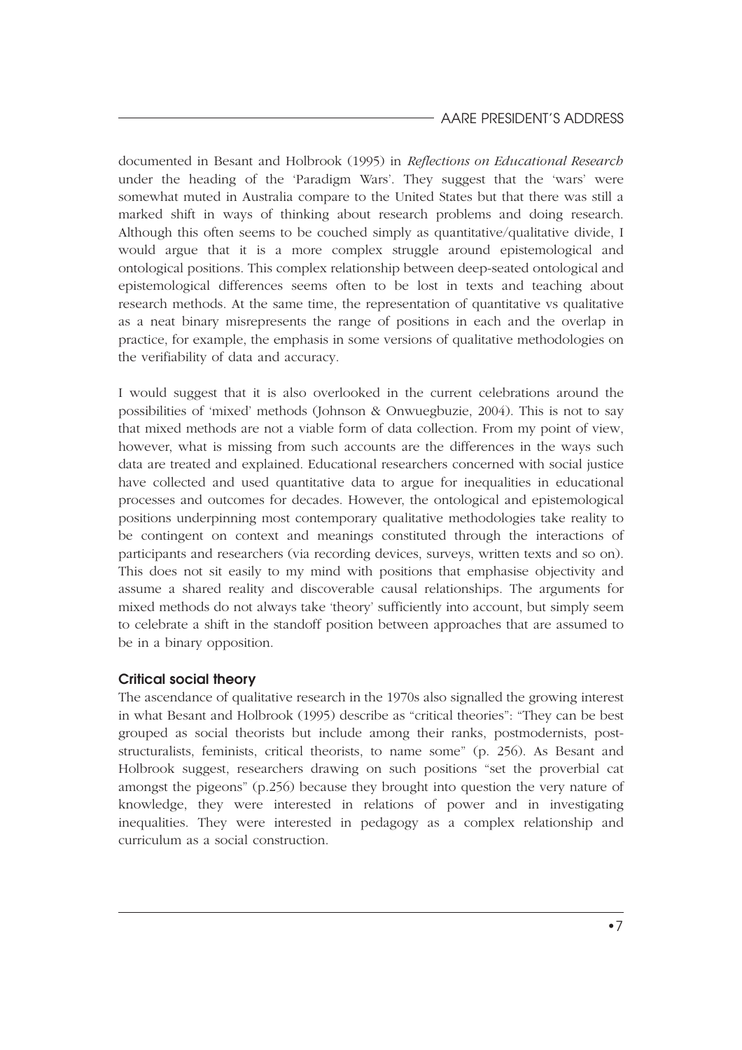documented in Besant and Holbrook (1995) in *Reflections on Educational Research* under the heading of the 'Paradigm Wars'. They suggest that the 'wars' were somewhat muted in Australia compare to the United States but that there was still a marked shift in ways of thinking about research problems and doing research. Although this often seems to be couched simply as quantitative/qualitative divide, I would argue that it is a more complex struggle around epistemological and ontological positions. This complex relationship between deep-seated ontological and epistemological differences seems often to be lost in texts and teaching about research methods. At the same time, the representation of quantitative vs qualitative as a neat binary misrepresents the range of positions in each and the overlap in practice, for example, the emphasis in some versions of qualitative methodologies on the verifiability of data and accuracy.

I would suggest that it is also overlooked in the current celebrations around the possibilities of 'mixed' methods (Johnson & Onwuegbuzie, 2004). This is not to say that mixed methods are not a viable form of data collection. From my point of view, however, what is missing from such accounts are the differences in the ways such data are treated and explained. Educational researchers concerned with social justice have collected and used quantitative data to argue for inequalities in educational processes and outcomes for decades. However, the ontological and epistemological positions underpinning most contemporary qualitative methodologies take reality to be contingent on context and meanings constituted through the interactions of participants and researchers (via recording devices, surveys, written texts and so on). This does not sit easily to my mind with positions that emphasise objectivity and assume a shared reality and discoverable causal relationships. The arguments for mixed methods do not always take 'theory' sufficiently into account, but simply seem to celebrate a shift in the standoff position between approaches that are assumed to be in a binary opposition.

### Critical social theory

The ascendance of qualitative research in the 1970s also signalled the growing interest in what Besant and Holbrook (1995) describe as "critical theories": "They can be best grouped as social theorists but include among their ranks, postmodernists, post-structuralists, feminists, critical theorists, to name some" (p. 256). As Besant and Holbrook suggest, researchers drawing on such positions "set the proverbial cat amongst the pigeons" (p.256) because they brought into question the very nature of knowledge, they were interested in relations of power and in investigating inequalities. They were interested in pedagogy as a complex relationship and curriculum as a social construction.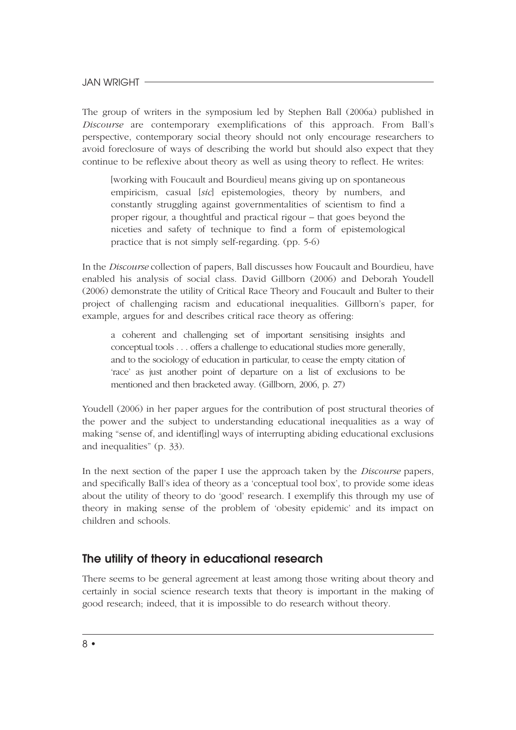The group of writers in the symposium led by Stephen Ball (2006a) published in *Discourse* are contemporary exemplifications of this approach. From Ball's perspective, contemporary social theory should not only encourage researchers to avoid foreclosure of ways of describing the world but should also expect that they continue to be reflexive about theory as well as using theory to reflect. He writes:

> [working with Foucault and Bourdieu] means giving up on spontaneous empiricism, casual [*sic*] epistemologies, theory by numbers, and constantly struggling against governmentalities of scientism to find a proper rigour, a thoughtful and practical rigour – that goes beyond the niceties and safety of technique to find a form of epistemological practice that is not simply self-regarding. (pp. 5-6)

In the *Discourse* collection of papers, Ball discusses how Foucault and Bourdieu, have enabled his analysis of social class. David Gillborn (2006) and Deborah Youdell (2006) demonstrate the utility of Critical Race Theory and Foucault and Bulter to their project of challenging racism and educational inequalities. Gillborn's paper, for example, argues for and describes critical race theory as offering:

> a coherent and challenging set of important sensitising insights and conceptual tools . . . offers a challenge to educational studies more generally, and to the sociology of education in particular, to cease the empty citation of 'race' as just another point of departure on a list of exclusions to be mentioned and then bracketed away. (Gillborn, 2006, p. 27)

Youdell (2006) in her paper argues for the contribution of post structural theories of the power and the subject to understanding educational inequalities as a way of making "sense of, and identif[ing] ways of interrupting abiding educational exclusions and inequalities" (p. 33).

In the next section of the paper I use the approach taken by the *Discourse* papers, and specifically Ball's idea of theory as a 'conceptual tool box', to provide some ideas about the utility of theory to do 'good' research. I exemplify this through my use of theory in making sense of the problem of 'obesity epidemic' and its impact on children and schools.

## The utility of theory in educational research

There seems to be general agreement at least among those writing about theory and certainly in social science research texts that theory is important in the making of good research; indeed, that it is impossible to do research without theory.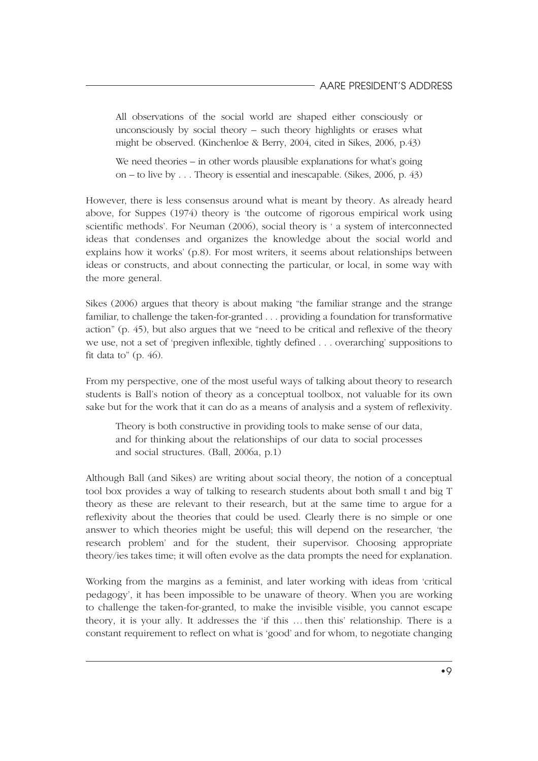> All observations of the social world are shaped either consciously or unconsciously by social theory – such theory highlights or erases what might be observed. (Kinchenloe & Berry, 2004, cited in Sikes, 2006, p.43)

> We need theories – in other words plausible explanations for what's going on – to live by . . . Theory is essential and inescapable. (Sikes, 2006, p. 43)

However, there is less consensus around what is meant by theory. As already heard above, for Suppes (1974) theory is 'the outcome of rigorous empirical work using scientific methods'. For Neuman (2006), social theory is ' a system of interconnected ideas that condenses and organizes the knowledge about the social world and explains how it works' (p.8). For most writers, it seems about relationships between ideas or constructs, and about connecting the particular, or local, in some way with the more general.

Sikes (2006) argues that theory is about making "the familiar strange and the strange familiar, to challenge the taken-for-granted . . . providing a foundation for transformative action" (p. 45), but also argues that we "need to be critical and reflexive of the theory we use, not a set of 'pregiven inflexible, tightly defined . . . overarching' suppositions to fit data to" (p. 46).

From my perspective, one of the most useful ways of talking about theory to research students is Ball's notion of theory as a conceptual toolbox, not valuable for its own sake but for the work that it can do as a means of analysis and a system of reflexivity.

> Theory is both constructive in providing tools to make sense of our data, and for thinking about the relationships of our data to social processes and social structures. (Ball, 2006a, p.1)

Although Ball (and Sikes) are writing about social theory, the notion of a conceptual tool box provides a way of talking to research students about both small t and big T theory as these are relevant to their research, but at the same time to argue for a reflexivity about the theories that could be used. Clearly there is no simple or one answer to which theories might be useful; this will depend on the researcher, 'the research problem' and for the student, their supervisor. Choosing appropriate theory/ies takes time; it will often evolve as the data prompts the need for explanation.

Working from the margins as a feminist, and later working with ideas from 'critical pedagogy', it has been impossible to be unaware of theory. When you are working to challenge the taken-for-granted, to make the invisible visible, you cannot escape theory, it is your ally. It addresses the 'if this … then this' relationship. There is a constant requirement to reflect on what is 'good' and for whom, to negotiate changing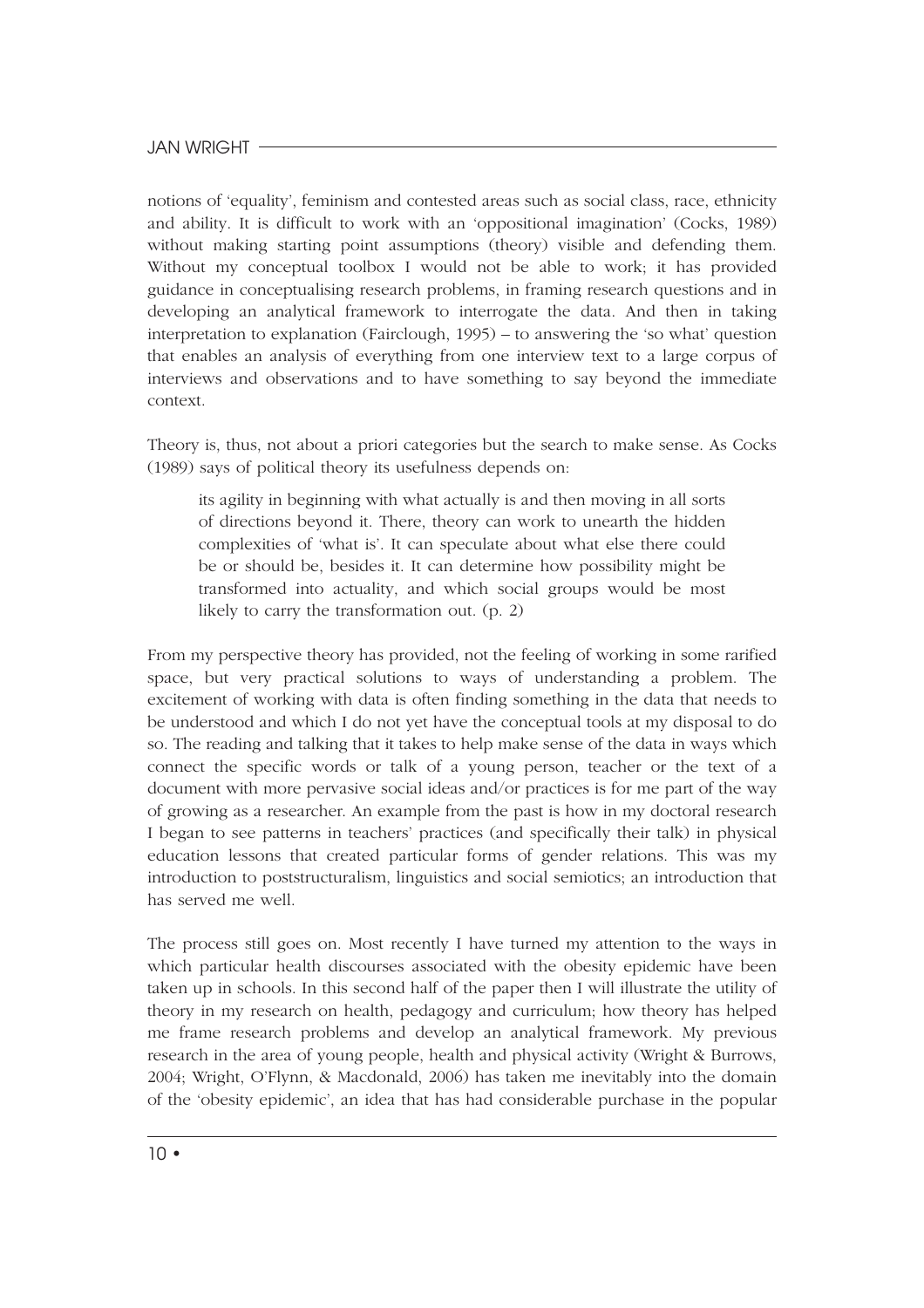notions of 'equality', feminism and contested areas such as social class, race, ethnicity and ability. It is difficult to work with an 'oppositional imagination' (Cocks, 1989) without making starting point assumptions (theory) visible and defending them. Without my conceptual toolbox I would not be able to work; it has provided guidance in conceptualising research problems, in framing research questions and in developing an analytical framework to interrogate the data. And then in taking interpretation to explanation (Fairclough, 1995) – to answering the 'so what' question that enables an analysis of everything from one interview text to a large corpus of interviews and observations and to have something to say beyond the immediate context.

Theory is, thus, not about a priori categories but the search to make sense. As Cocks (1989) says of political theory its usefulness depends on:

> its agility in beginning with what actually is and then moving in all sorts of directions beyond it. There, theory can work to unearth the hidden complexities of 'what is'. It can speculate about what else there could be or should be, besides it. It can determine how possibility might be transformed into actuality, and which social groups would be most likely to carry the transformation out. (p. 2)

From my perspective theory has provided, not the feeling of working in some rarified space, but very practical solutions to ways of understanding a problem. The excitement of working with data is often finding something in the data that needs to be understood and which I do not yet have the conceptual tools at my disposal to do so. The reading and talking that it takes to help make sense of the data in ways which connect the specific words or talk of a young person, teacher or the text of a document with more pervasive social ideas and/or practices is for me part of the way of growing as a researcher. An example from the past is how in my doctoral research I began to see patterns in teachers' practices (and specifically their talk) in physical education lessons that created particular forms of gender relations. This was my introduction to poststructuralism, linguistics and social semiotics; an introduction that has served me well.

The process still goes on. Most recently I have turned my attention to the ways in which particular health discourses associated with the obesity epidemic have been taken up in schools. In this second half of the paper then I will illustrate the utility of theory in my research on health, pedagogy and curriculum; how theory has helped me frame research problems and develop an analytical framework. My previous research in the area of young people, health and physical activity (Wright & Burrows, 2004; Wright, O'Flynn, & Macdonald, 2006) has taken me inevitably into the domain of the 'obesity epidemic', an idea that has had considerable purchase in the popular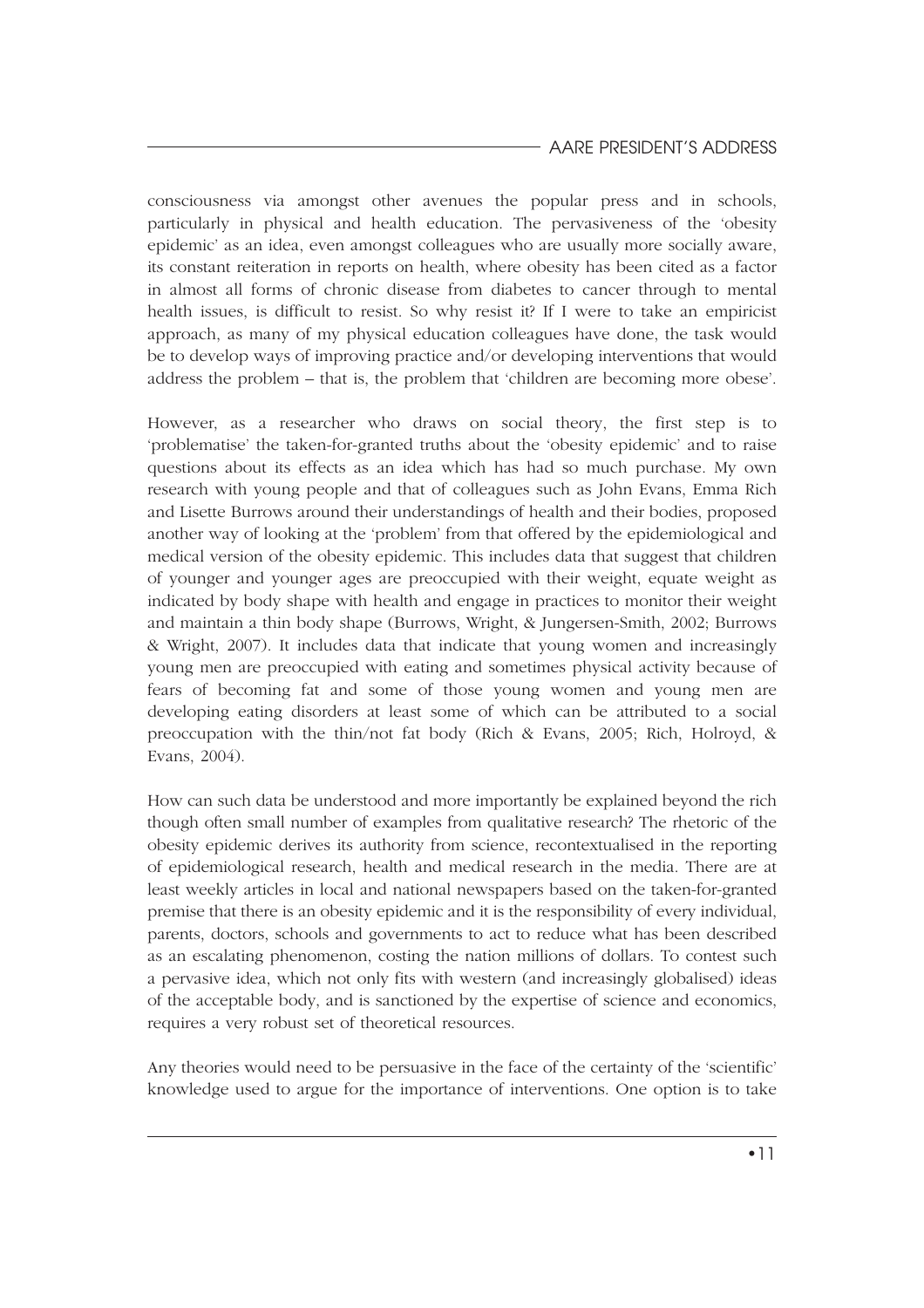consciousness via amongst other avenues the popular press and in schools, particularly in physical and health education. The pervasiveness of the 'obesity epidemic' as an idea, even amongst colleagues who are usually more socially aware, its constant reiteration in reports on health, where obesity has been cited as a factor in almost all forms of chronic disease from diabetes to cancer through to mental health issues, is difficult to resist. So why resist it? If I were to take an empiricist approach, as many of my physical education colleagues have done, the task would be to develop ways of improving practice and/or developing interventions that would address the problem – that is, the problem that 'children are becoming more obese'.

However, as a researcher who draws on social theory, the first step is to 'problematise' the taken-for-granted truths about the 'obesity epidemic' and to raise questions about its effects as an idea which has had so much purchase. My own research with young people and that of colleagues such as John Evans, Emma Rich and Lisette Burrows around their understandings of health and their bodies, proposed another way of looking at the 'problem' from that offered by the epidemiological and medical version of the obesity epidemic. This includes data that suggest that children of younger and younger ages are preoccupied with their weight, equate weight as indicated by body shape with health and engage in practices to monitor their weight and maintain a thin body shape (Burrows, Wright, & Jungersen-Smith, 2002; Burrows & Wright, 2007). It includes data that indicate that young women and increasingly young men are preoccupied with eating and sometimes physical activity because of fears of becoming fat and some of those young women and young men are developing eating disorders at least some of which can be attributed to a social preoccupation with the thin/not fat body (Rich & Evans, 2005; Rich, Holroyd, & Evans, 2004).

How can such data be understood and more importantly be explained beyond the rich though often small number of examples from qualitative research? The rhetoric of the obesity epidemic derives its authority from science, recontextualised in the reporting of epidemiological research, health and medical research in the media. There are at least weekly articles in local and national newspapers based on the taken-for-granted premise that there is an obesity epidemic and it is the responsibility of every individual, parents, doctors, schools and governments to act to reduce what has been described as an escalating phenomenon, costing the nation millions of dollars. To contest such a pervasive idea, which not only fits with western (and increasingly globalised) ideas of the acceptable body, and is sanctioned by the expertise of science and economics, requires a very robust set of theoretical resources.

Any theories would need to be persuasive in the face of the certainty of the 'scientific' knowledge used to argue for the importance of interventions. One option is to take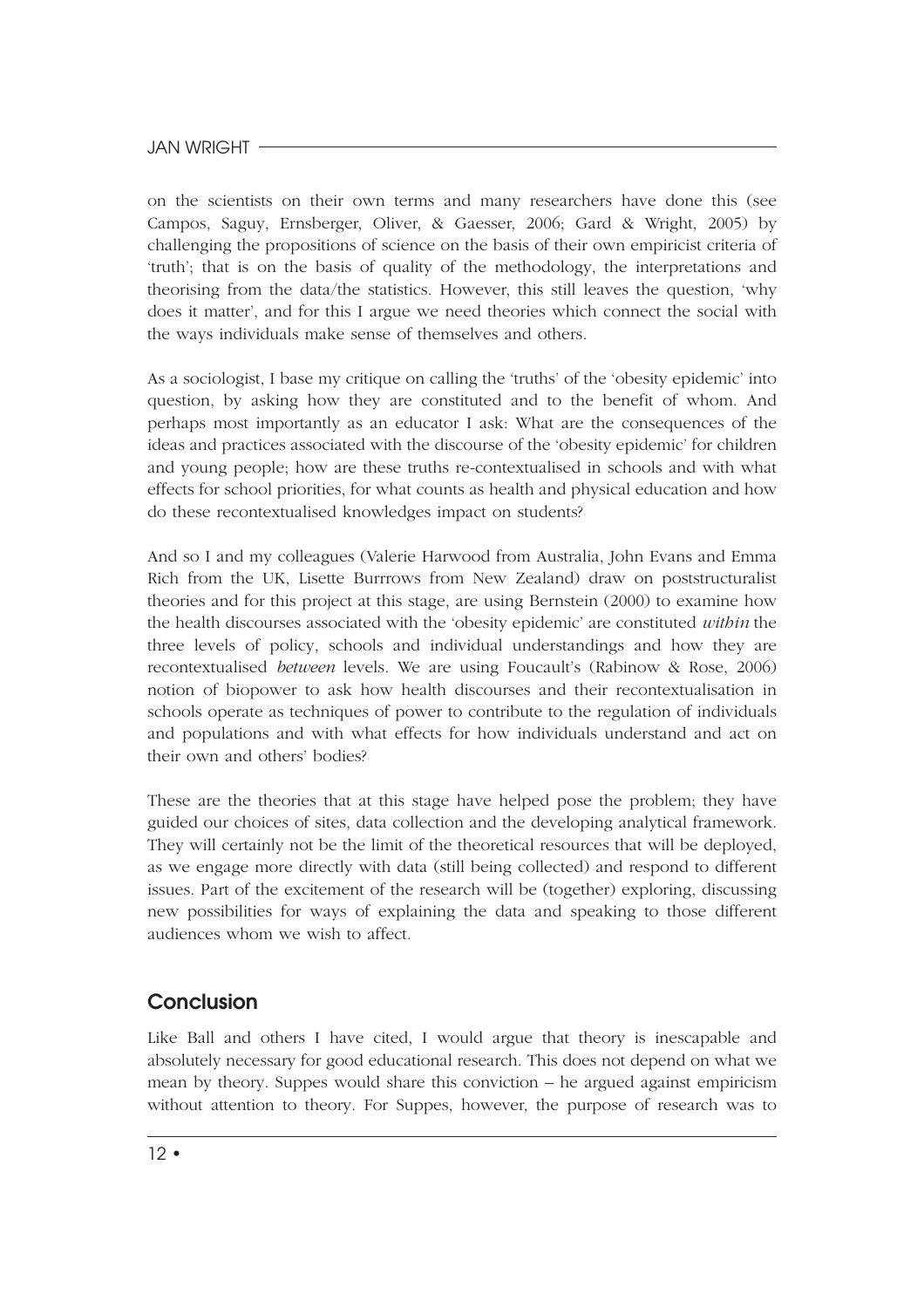on the scientists on their own terms and many researchers have done this (see Campos, Saguy, Ernsberger, Oliver, & Gaesser, 2006; Gard & Wright, 2005) by challenging the propositions of science on the basis of their own empiricist criteria of 'truth'; that is on the basis of quality of the methodology, the interpretations and theorising from the data/the statistics. However, this still leaves the question, 'why does it matter', and for this I argue we need theories which connect the social with the ways individuals make sense of themselves and others.

As a sociologist, I base my critique on calling the 'truths' of the 'obesity epidemic' into question, by asking how they are constituted and to the benefit of whom. And perhaps most importantly as an educator I ask: What are the consequences of the ideas and practices associated with the discourse of the 'obesity epidemic' for children and young people; how are these truths re-contextualised in schools and with what effects for school priorities, for what counts as health and physical education and how do these recontextualised knowledges impact on students?

And so I and my colleagues (Valerie Harwood from Australia, John Evans and Emma Rich from the UK, Lisette Burrrows from New Zealand) draw on poststructuralist theories and for this project at this stage, are using Bernstein (2000) to examine how the health discourses associated with the 'obesity epidemic' are constituted *within* the three levels of policy, schools and individual understandings and how they are recontextualised *between* levels. We are using Foucault's (Rabinow & Rose, 2006) notion of biopower to ask how health discourses and their recontextualisation in schools operate as techniques of power to contribute to the regulation of individuals and populations and with what effects for how individuals understand and act on their own and others' bodies?

These are the theories that at this stage have helped pose the problem; they have guided our choices of sites, data collection and the developing analytical framework. They will certainly not be the limit of the theoretical resources that will be deployed, as we engage more directly with data (still being collected) and respond to different issues. Part of the excitement of the research will be (together) exploring, discussing new possibilities for ways of explaining the data and speaking to those different audiences whom we wish to affect.

## Conclusion

Like Ball and others I have cited, I would argue that theory is inescapable and absolutely necessary for good educational research. This does not depend on what we mean by theory. Suppes would share this conviction – he argued against empiricism without attention to theory. For Suppes, however, the purpose of research was to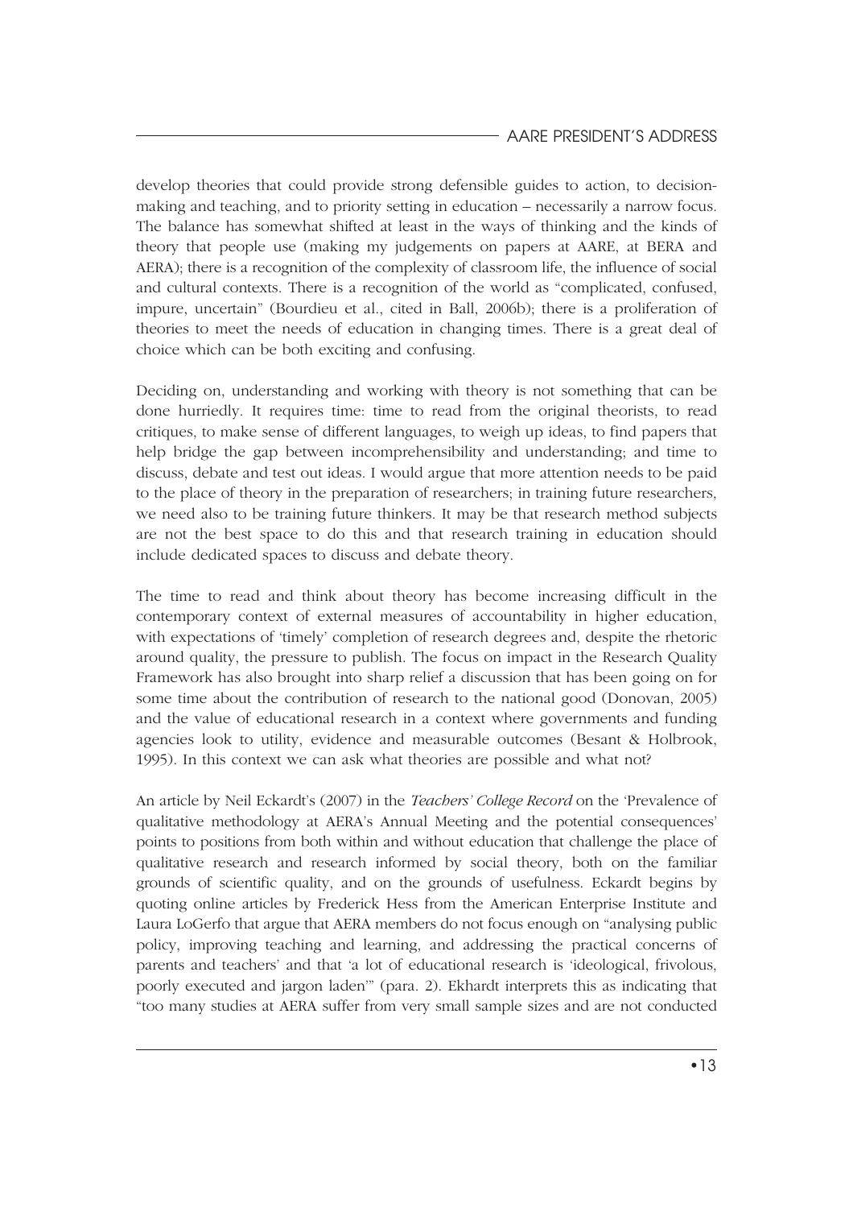develop theories that could provide strong defensible guides to action, to decision-making and teaching, and to priority setting in education – necessarily a narrow focus. The balance has somewhat shifted at least in the ways of thinking and the kinds of theory that people use (making my judgements on papers at AARE, at BERA and AERA); there is a recognition of the complexity of classroom life, the influence of social and cultural contexts. There is a recognition of the world as "complicated, confused, impure, uncertain" (Bourdieu et al., cited in Ball, 2006b); there is a proliferation of theories to meet the needs of education in changing times. There is a great deal of choice which can be both exciting and confusing.

Deciding on, understanding and working with theory is not something that can be done hurriedly. It requires time: time to read from the original theorists, to read critiques, to make sense of different languages, to weigh up ideas, to find papers that help bridge the gap between incomprehensibility and understanding; and time to discuss, debate and test out ideas. I would argue that more attention needs to be paid to the place of theory in the preparation of researchers; in training future researchers, we need also to be training future thinkers. It may be that research method subjects are not the best space to do this and that research training in education should include dedicated spaces to discuss and debate theory.

The time to read and think about theory has become increasing difficult in the contemporary context of external measures of accountability in higher education, with expectations of 'timely' completion of research degrees and, despite the rhetoric around quality, the pressure to publish. The focus on impact in the Research Quality Framework has also brought into sharp relief a discussion that has been going on for some time about the contribution of research to the national good (Donovan, 2005) and the value of educational research in a context where governments and funding agencies look to utility, evidence and measurable outcomes (Besant & Holbrook, 1995). In this context we can ask what theories are possible and what not?

An article by Neil Eckardt's (2007) in the *Teachers' College Record* on the 'Prevalence of qualitative methodology at AERA's Annual Meeting and the potential consequences' points to positions from both within and without education that challenge the place of qualitative research and research informed by social theory, both on the familiar grounds of scientific quality, and on the grounds of usefulness. Eckardt begins by quoting online articles by Frederick Hess from the American Enterprise Institute and Laura LoGerfo that argue that AERA members do not focus enough on "analysing public policy, improving teaching and learning, and addressing the practical concerns of parents and teachers' and that 'a lot of educational research is 'ideological, frivolous, poorly executed and jargon laden'" (para. 2). Ekhardt interprets this as indicating that "too many studies at AERA suffer from very small sample sizes and are not conducted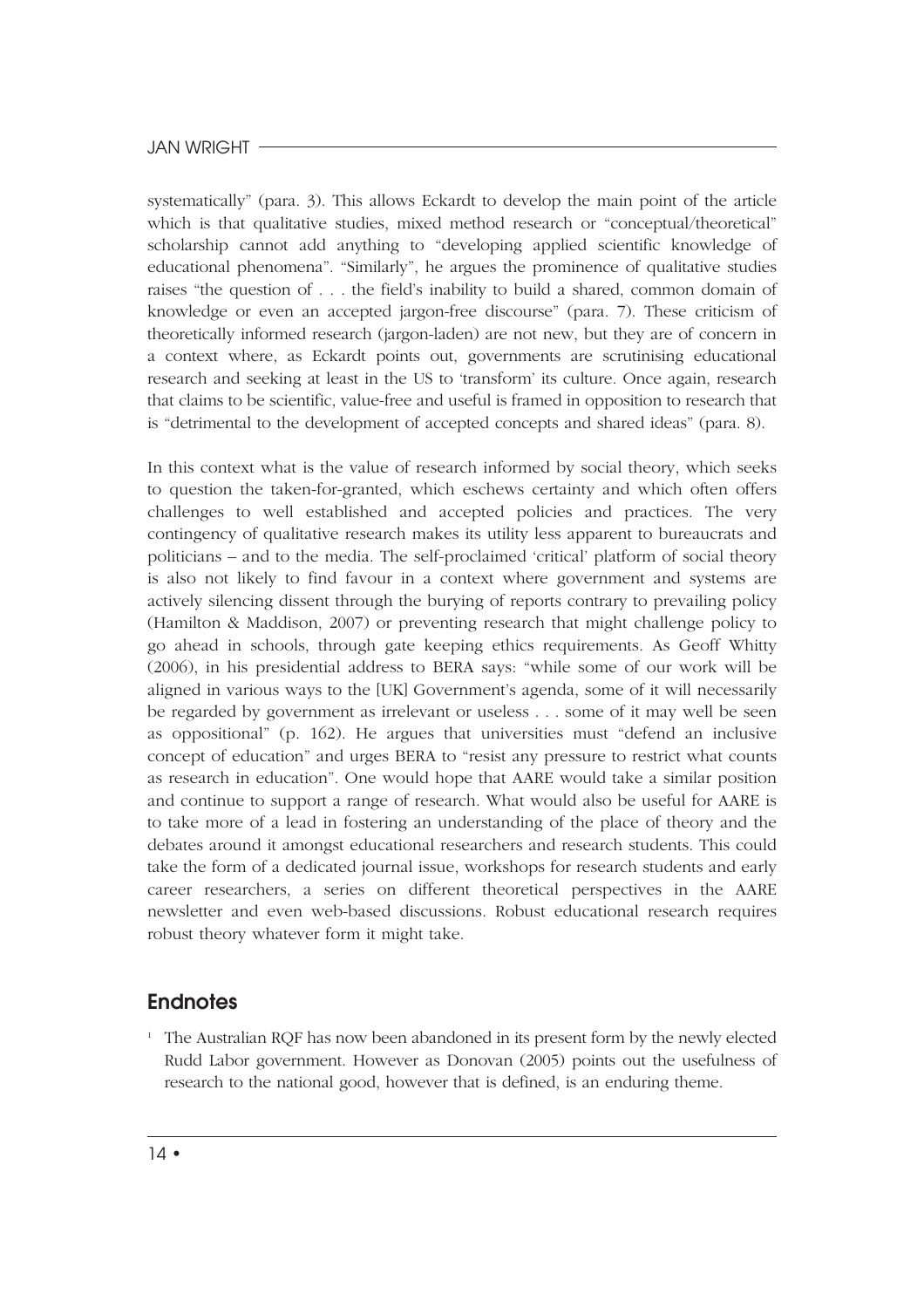systematically" (para. 3). This allows Eckardt to develop the main point of the article which is that qualitative studies, mixed method research or "conceptual/theoretical" scholarship cannot add anything to "developing applied scientific knowledge of educational phenomena". "Similarly", he argues the prominence of qualitative studies raises "the question of . . . the field's inability to build a shared, common domain of knowledge or even an accepted jargon-free discourse" (para. 7). These criticism of theoretically informed research (jargon-laden) are not new, but they are of concern in a context where, as Eckardt points out, governments are scrutinising educational research and seeking at least in the US to 'transform' its culture. Once again, research that claims to be scientific, value-free and useful is framed in opposition to research that is "detrimental to the development of accepted concepts and shared ideas" (para. 8).

In this context what is the value of research informed by social theory, which seeks to question the taken-for-granted, which eschews certainty and which often offers challenges to well established and accepted policies and practices. The very contingency of qualitative research makes its utility less apparent to bureaucrats and politicians – and to the media. The self-proclaimed 'critical' platform of social theory is also not likely to find favour in a context where government and systems are actively silencing dissent through the burying of reports contrary to prevailing policy (Hamilton & Maddison, 2007) or preventing research that might challenge policy to go ahead in schools, through gate keeping ethics requirements. As Geoff Whitty (2006), in his presidential address to BERA says: "while some of our work will be aligned in various ways to the [UK] Government's agenda, some of it will necessarily be regarded by government as irrelevant or useless . . . some of it may well be seen as oppositional" (p. 162). He argues that universities must "defend an inclusive concept of education" and urges BERA to "resist any pressure to restrict what counts as research in education". One would hope that AARE would take a similar position and continue to support a range of research. What would also be useful for AARE is to take more of a lead in fostering an understanding of the place of theory and the debates around it amongst educational researchers and research students. This could take the form of a dedicated journal issue, workshops for research students and early career researchers, a series on different theoretical perspectives in the AARE newsletter and even web-based discussions. Robust educational research requires robust theory whatever form it might take.

## Endnotes

[1] The Australian RQF has now been abandoned in its present form by the newly elected Rudd Labor government. However as Donovan (2005) points out the usefulness of research to the national good, however that is defined, is an enduring theme.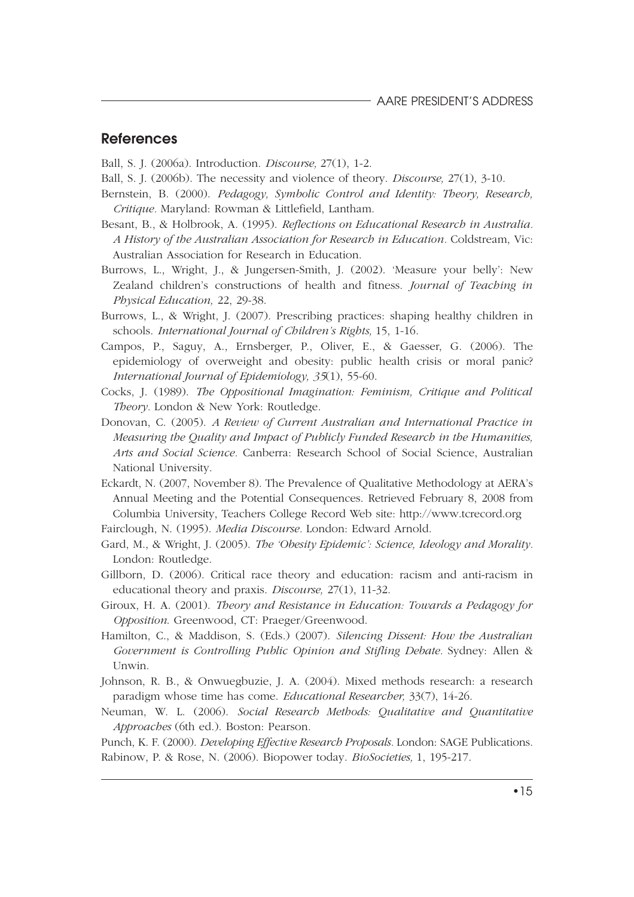## References

Ball, S. J. (2006a). Introduction. *Discourse,* 27(1), 1-2.

Ball, S. J. (2006b). The necessity and violence of theory. *Discourse,* 27(1), 3-10.

Bernstein, B. (2000). *Pedagogy, Symbolic Control and Identity: Theory, Research, Critique*. Maryland: Rowman & Littlefield, Lantham.

Besant, B., & Holbrook, A. (1995). *Reflections on Educational Research in Australia. A History of the Australian Association for Research in Education*. Coldstream, Vic: Australian Association for Research in Education.

Burrows, L., Wright, J., & Jungersen-Smith, J. (2002). 'Measure your belly': New Zealand children's constructions of health and fitness. *Journal of Teaching in Physical Education,* 22, 29-38.

Burrows, L., & Wright, J. (2007). Prescribing practices: shaping healthy children in schools. *International Journal of Children's Rights,* 15, 1-16.

Campos, P., Saguy, A., Ernsberger, P., Oliver, E., & Gaesser, G. (2006). The epidemiology of overweight and obesity: public health crisis or moral panic? *International Journal of Epidemiology, 35*(1), 55-60.

Cocks, J. (1989). *The Oppositional Imagination: Feminism, Critique and Political Theory*. London & New York: Routledge.

Donovan, C. (2005). *A Review of Current Australian and International Practice in Measuring the Quality and Impact of Publicly Funded Research in the Humanities, Arts and Social Science*. Canberra: Research School of Social Science, Australian National University.

Eckardt, N. (2007, November 8). The Prevalence of Qualitative Methodology at AERA's Annual Meeting and the Potential Consequences. Retrieved February 8, 2008 from Columbia University, Teachers College Record Web site: http://www.tcrecord.org

Fairclough, N. (1995). *Media Discourse*. London: Edward Arnold.

Gard, M., & Wright, J. (2005). *The 'Obesity Epidemic': Science, Ideology and Morality*. London: Routledge.

Gillborn, D. (2006). Critical race theory and education: racism and anti-racism in educational theory and praxis. *Discourse,* 27(1), 11-32.

Giroux, H. A. (2001). *Theory and Resistance in Education: Towards a Pedagogy for Opposition*. Greenwood, CT: Praeger/Greenwood.

Hamilton, C., & Maddison, S. (Eds.) (2007). *Silencing Dissent: How the Australian Government is Controlling Public Opinion and Stifling Debate*. Sydney: Allen & Unwin.

Johnson, R. B., & Onwuegbuzie, J. A. (2004). Mixed methods research: a research paradigm whose time has come. *Educational Researcher,* 33(7), 14-26.

Neuman, W. L. (2006). *Social Research Methods: Qualitative and Quantitative Approaches* (6th ed.). Boston: Pearson.

Punch, K. F. (2000). *Developing Effective Research Proposals*. London: SAGE Publications.

Rabinow, P. & Rose, N. (2006). Biopower today. *BioSocieties,* 1, 195-217.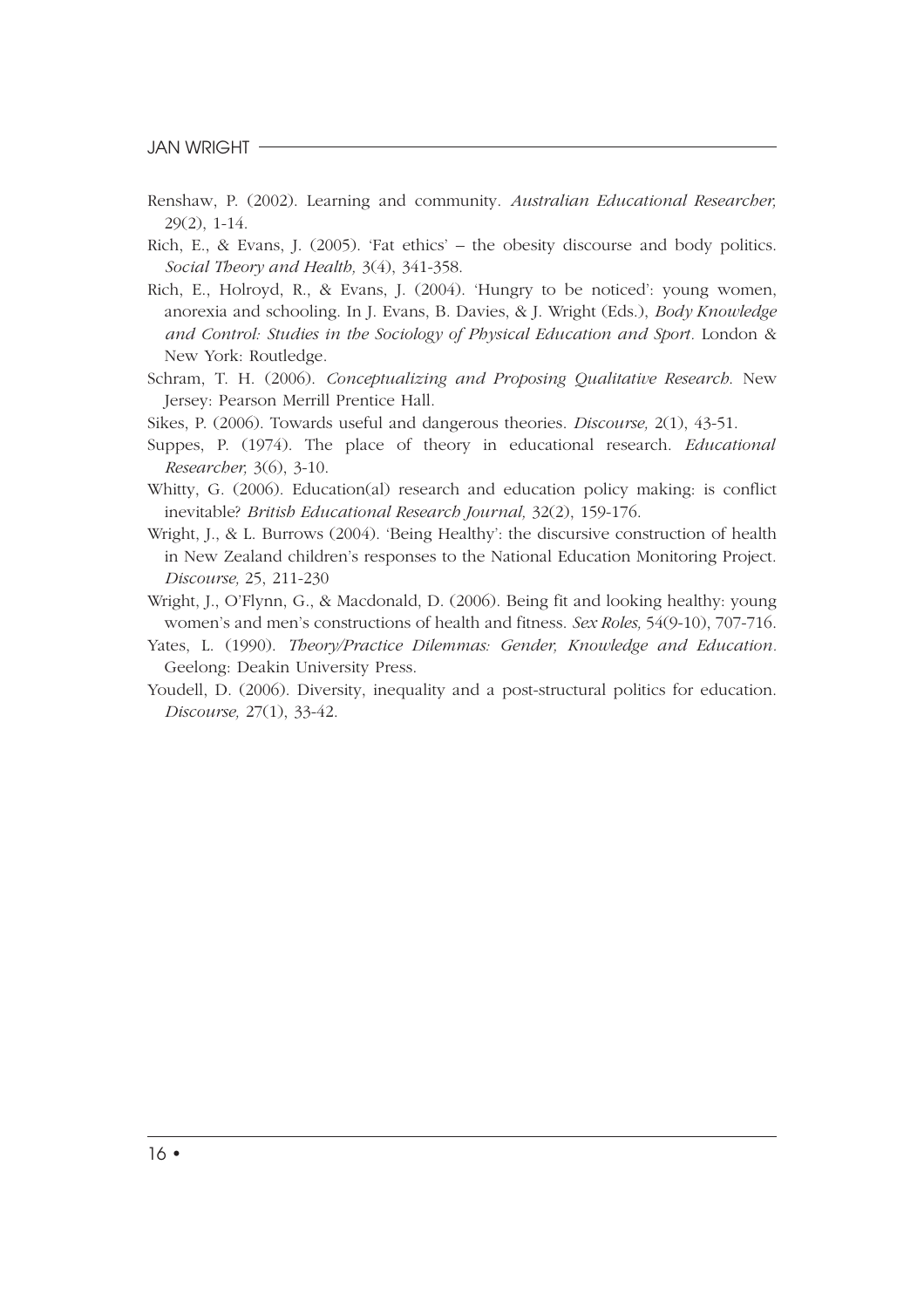Renshaw, P. (2002). Learning and community. *Australian Educational Researcher,* 29(2), 1-14.

Rich, E., & Evans, J. (2005). 'Fat ethics' – the obesity discourse and body politics. *Social Theory and Health,* 3(4), 341-358.

Rich, E., Holroyd, R., & Evans, J. (2004). 'Hungry to be noticed': young women, anorexia and schooling. In J. Evans, B. Davies, & J. Wright (Eds.), *Body Knowledge and Control: Studies in the Sociology of Physical Education and Sport*. London & New York: Routledge.

Schram, T. H. (2006). *Conceptualizing and Proposing Qualitative Research*. New Jersey: Pearson Merrill Prentice Hall.

Sikes, P. (2006). Towards useful and dangerous theories. *Discourse,* 2(1), 43-51.

Suppes, P. (1974). The place of theory in educational research. *Educational Researcher,* 3(6), 3-10.

Whitty, G. (2006). Education(al) research and education policy making: is conflict inevitable? *British Educational Research Journal,* 32(2), 159-176.

Wright, J., & L. Burrows (2004). 'Being Healthy': the discursive construction of health in New Zealand children's responses to the National Education Monitoring Project. *Discourse,* 25, 211-230

Wright, J., O'Flynn, G., & Macdonald, D. (2006). Being fit and looking healthy: young women's and men's constructions of health and fitness. *Sex Roles,* 54(9-10), 707-716.

Yates, L. (1990). *Theory/Practice Dilemmas: Gender, Knowledge and Education*. Geelong: Deakin University Press.

Youdell, D. (2006). Diversity, inequality and a post-structural politics for education. *Discourse,* 27(1), 33-42.